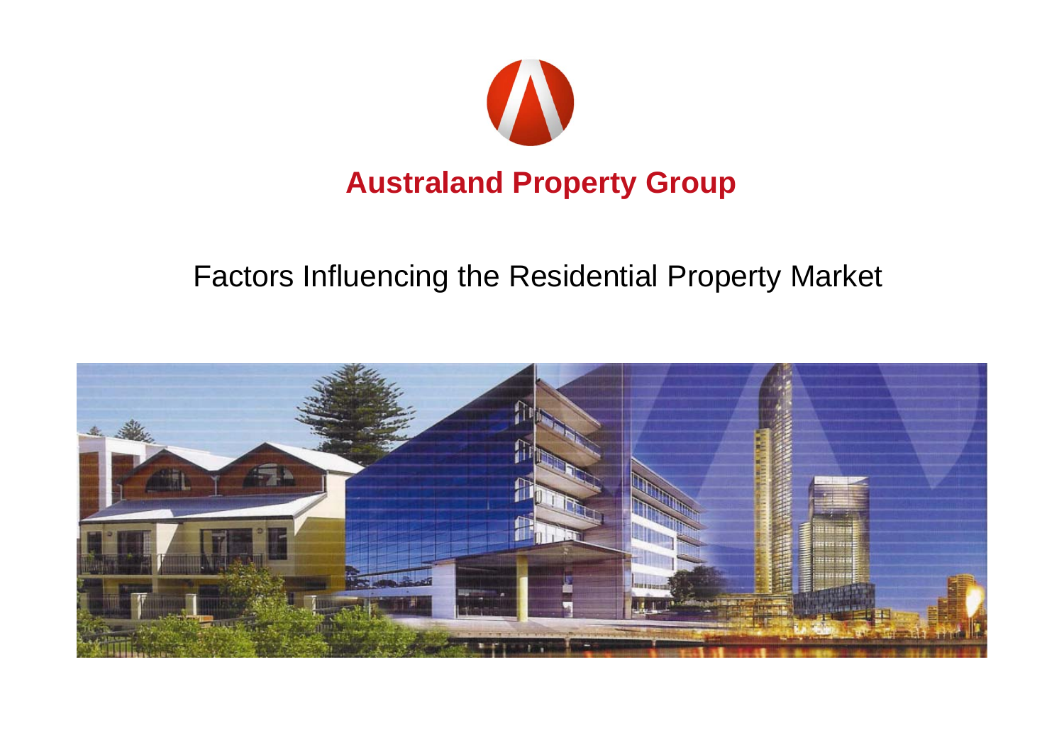# Australand Property Group

## Factors Influencing the Residential Property Market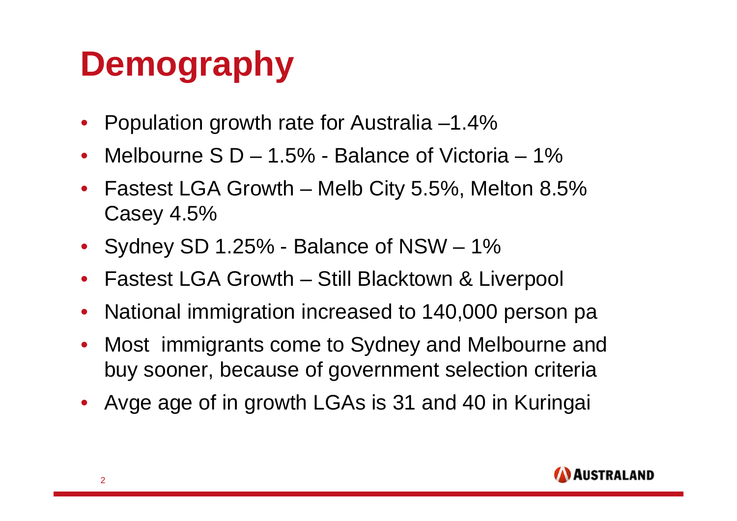# Demography

- Population growth rate for Australia –1.4%
- Melbourne S D – 1.5% - Balance of Victoria – 1%
- Fastest LGA Growth – Melb City 5.5%, Melton 8.5% Casey 4.5%
- Sydney SD 1.25% - Balance of NSW – 1%
- Fastest LGA Growth – Still Blacktown & Liverpool
- National immigration increased to 140,000 person pa
- Most immigrants come to Sydney and Melbourne and buy sooner, because of government selection criteria
- Avge age of in growth LGAs is 31 and 40 in Kuringai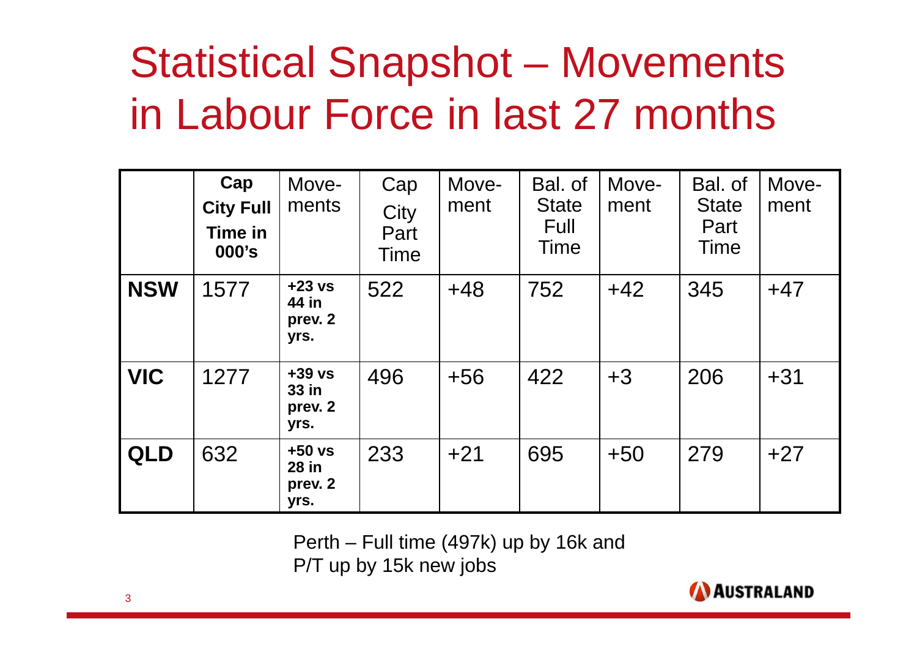# Statistical Snapshot – Movements in Labour Force in last 27 months

| | **Cap City Full Time in 000's** | Move-ments | Cap City Part Time | Move-ment | Bal. of State Full Time | Move-ment | Bal. of State Part Time | Move-ment |
|---|---|---|---|---|---|---|---|---|
| **NSW** | 1577 | **+23 vs 44 in prev. 2 yrs.** | 522 | +48 | 752 | +42 | 345 | +47 |
| **VIC** | 1277 | **+39 vs 33 in prev. 2 yrs.** | 496 | +56 | 422 | +3 | 206 | +31 |
| **QLD** | 632 | **+50 vs 28 in prev. 2 yrs.** | 233 | +21 | 695 | +50 | 279 | +27 |

Perth – Full time (497k) up by 16k and P/T up by 15k new jobs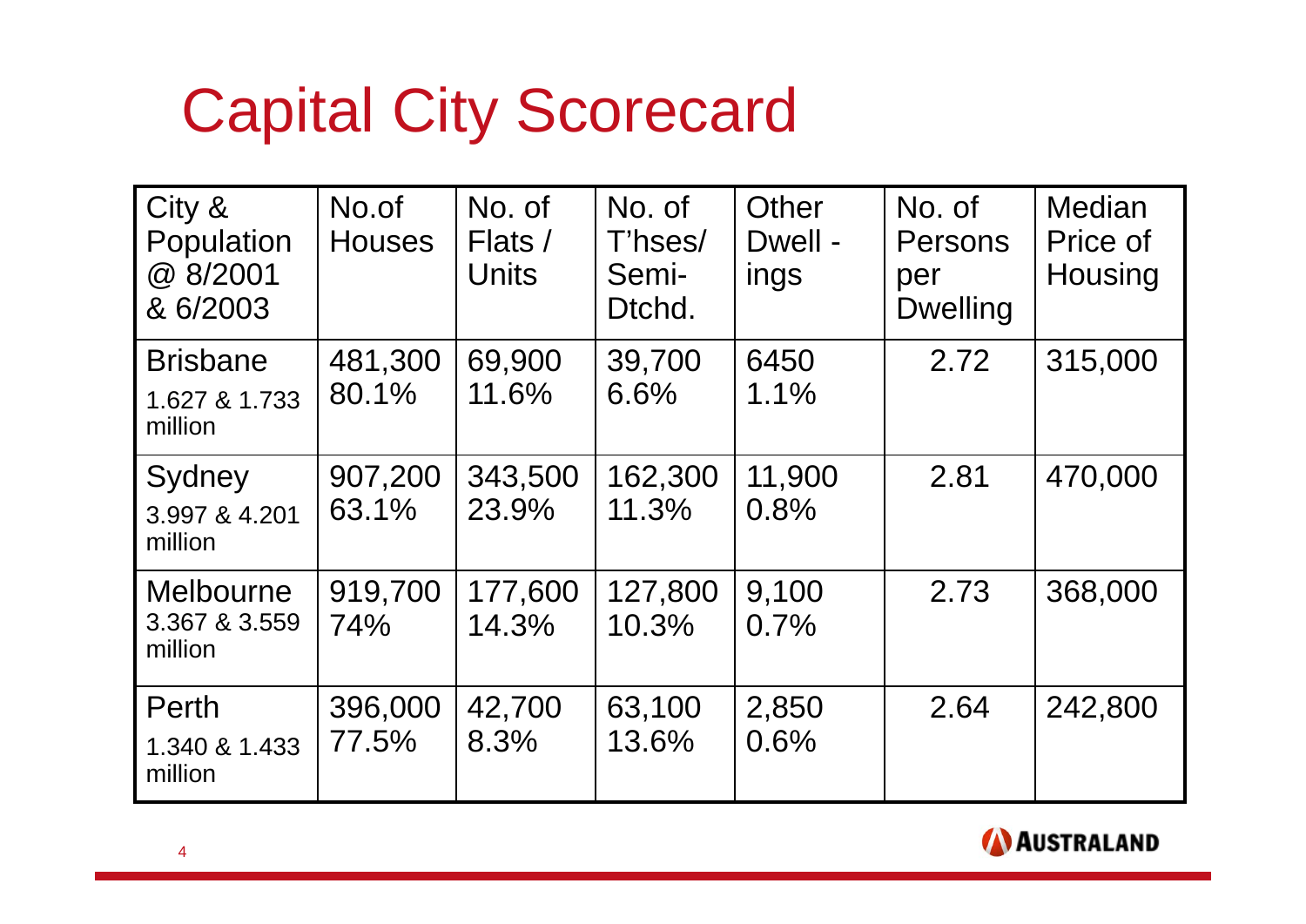# Capital City Scorecard

| City & Population @ 8/2001 & 6/2003 | No.of Houses | No. of Flats / Units | No. of T'hses/ Semi-Dtchd. | Other Dwell - ings | No. of Persons per Dwelling | Median Price of Housing |
|---|---|---|---|---|---|---|
| Brisbane 1.627 & 1.733 million | 481,300 80.1% | 69,900 11.6% | 39,700 6.6% | 6450 1.1% | 2.72 | 315,000 |
| Sydney 3.997 & 4.201 million | 907,200 63.1% | 343,500 23.9% | 162,300 11.3% | 11,900 0.8% | 2.81 | 470,000 |
| Melbourne 3.367 & 3.559 million | 919,700 74% | 177,600 14.3% | 127,800 10.3% | 9,100 0.7% | 2.73 | 368,000 |
| Perth 1.340 & 1.433 million | 396,000 77.5% | 42,700 8.3% | 63,100 13.6% | 2,850 0.6% | 2.64 | 242,800 |

AUSTRALAND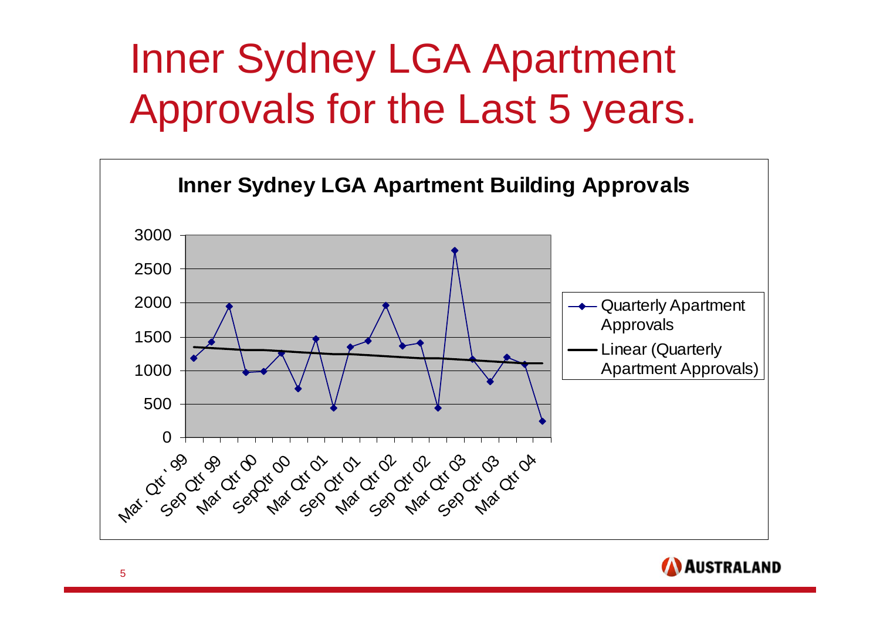# Inner Sydney LGA Apartment Approvals for the Last 5 years.

**Inner Sydney LGA Apartment Building Approvals**

3000
2500
2000
1500
1000
500
0

Mar. Qtr ' 99 · Sep Qtr 99 · Mar Qtr 00 · SepQtr 00 · Mar Qtr 01 · Sep Qtr 01 · Mar Qtr 02 · Sep Qtr 02 · Mar Qtr 03 · Sep Qtr 03 · Mar Qtr 04

- Quarterly Apartment Approvals
- Linear (Quarterly Apartment Approvals)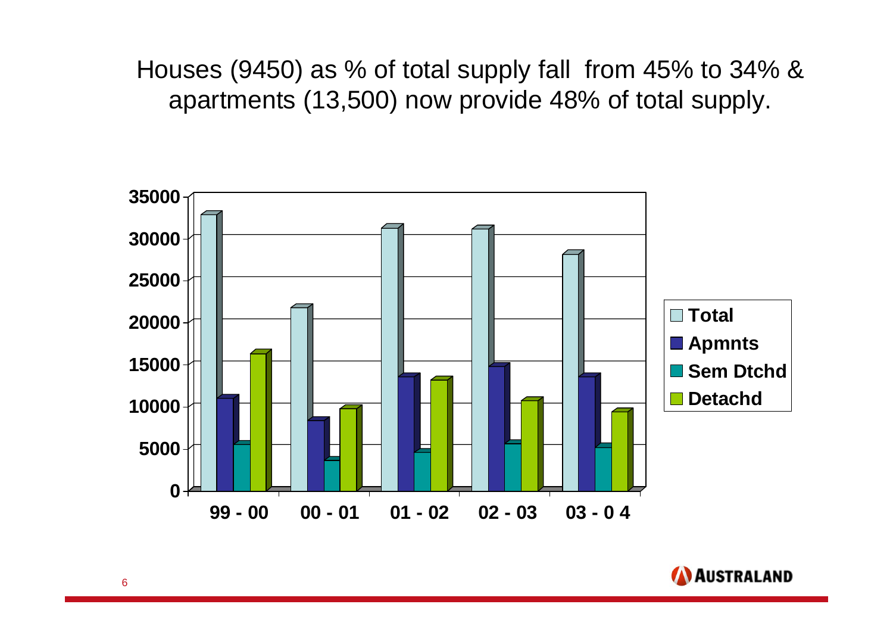# Houses (9450) as % of total supply fall from 45% to 34% & apartments (13,500) now provide 48% of total supply.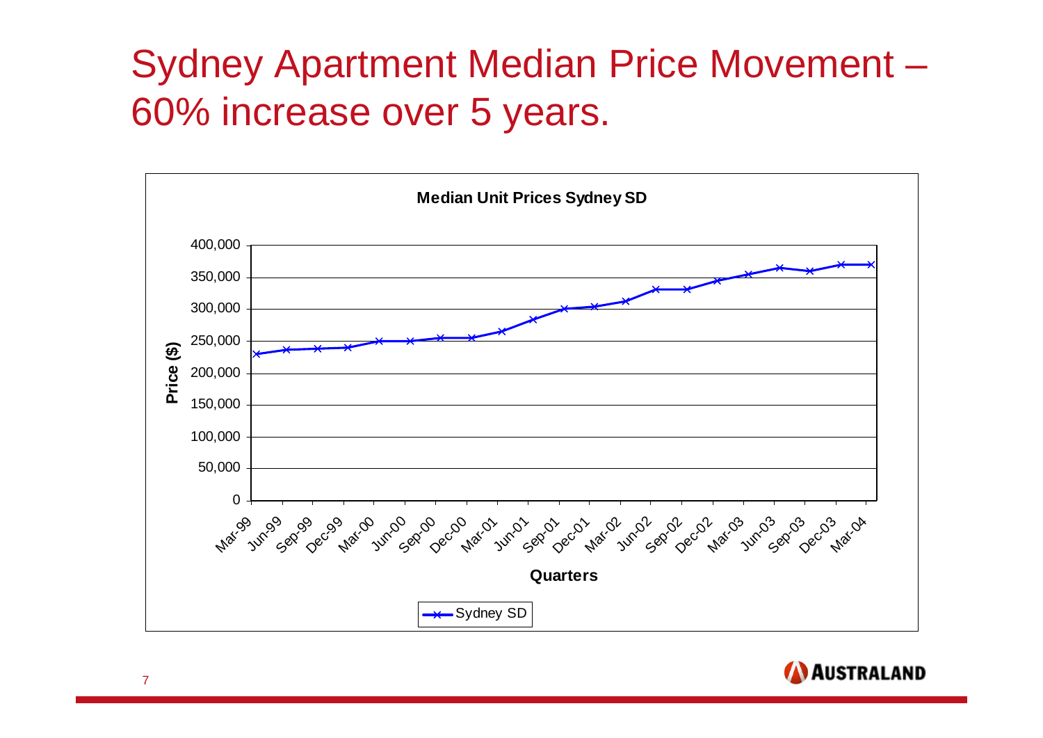# Sydney Apartment Median Price Movement – 60% increase over 5 years.

**Median Unit Prices Sydney SD**

Price ($): 0, 50,000, 100,000, 150,000, 200,000, 250,000, 300,000, 350,000, 400,000

Quarters: Mar-99, Jun-99, Sep-99, Dec-99, Mar-00, Jun-00, Sep-00, Dec-00, Mar-01, Jun-01, Sep-01, Dec-01, Mar-02, Jun-02, Sep-02, Dec-02, Mar-03, Jun-03, Sep-03, Dec-03, Mar-04

Sydney SD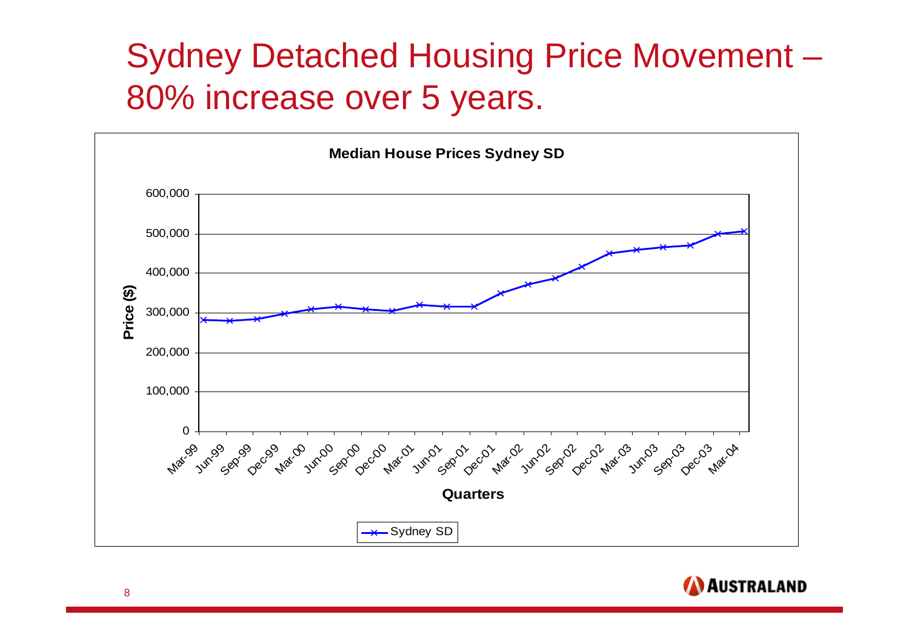# Sydney Detached Housing Price Movement – 80% increase over 5 years.

**Median House Prices Sydney SD**

Price ($)

600,000
500,000
400,000
300,000
200,000
100,000
0

Mar-99 Jun-99 Sep-99 Dec-99 Mar-00 Jun-00 Sep-00 Dec-00 Mar-01 Jun-01 Sep-01 Dec-01 Mar-02 Jun-02 Sep-02 Dec-02 Mar-03 Jun-03 Sep-03 Dec-03 Mar-04

**Quarters**

Sydney SD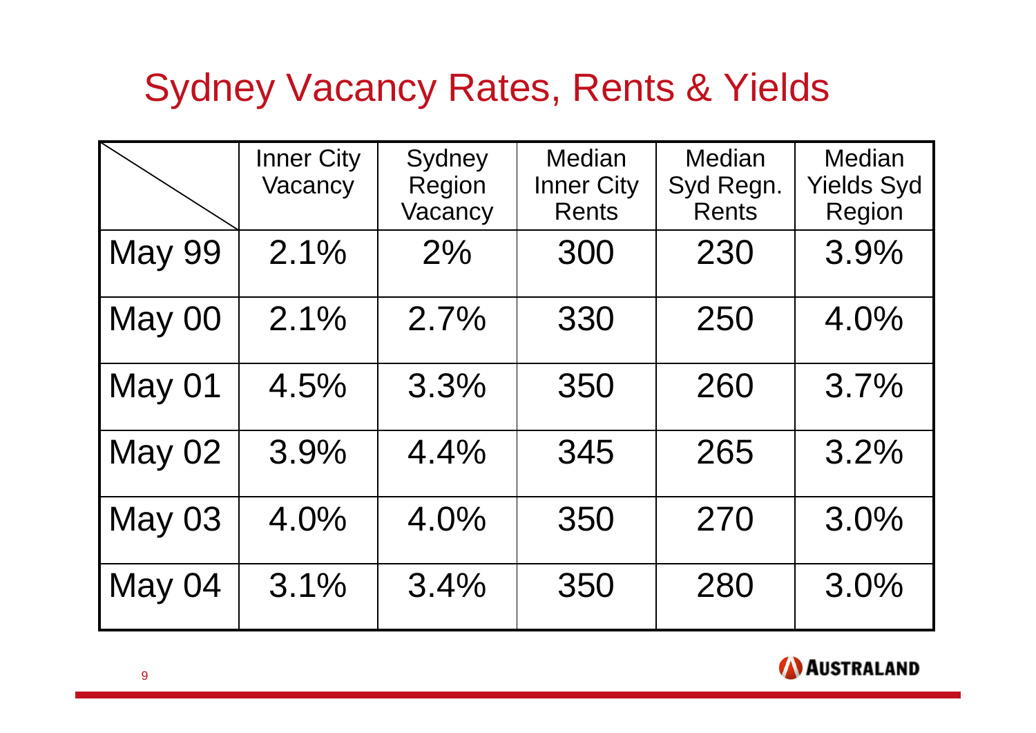# Sydney Vacancy Rates, Rents & Yields

| | Inner City Vacancy | Sydney Region Vacancy | Median Inner City Rents | Median Syd Regn. Rents | Median Yields Syd Region |
|---|---|---|---|---|---|
| May 99 | 2.1% | 2% | 300 | 230 | 3.9% |
| May 00 | 2.1% | 2.7% | 330 | 250 | 4.0% |
| May 01 | 4.5% | 3.3% | 350 | 260 | 3.7% |
| May 02 | 3.9% | 4.4% | 345 | 265 | 3.2% |
| May 03 | 4.0% | 4.0% | 350 | 270 | 3.0% |
| May 04 | 3.1% | 3.4% | 350 | 280 | 3.0% |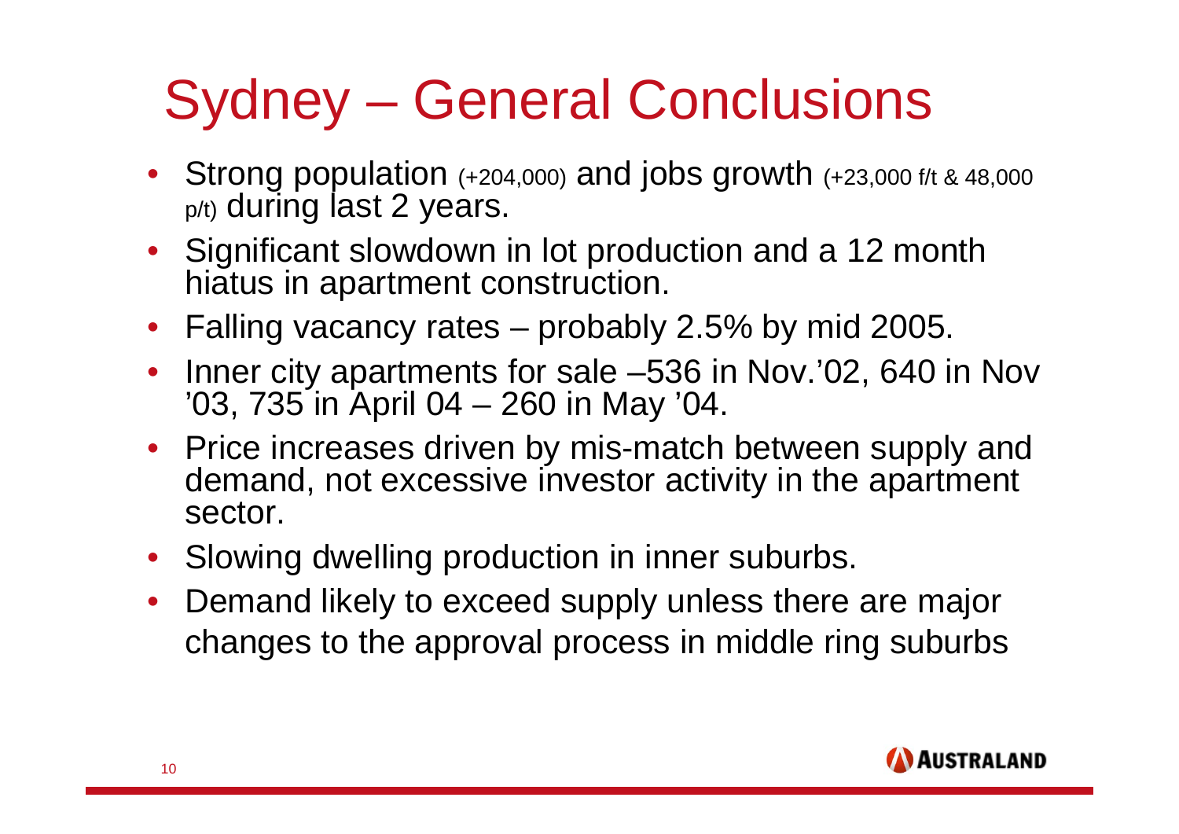# Sydney – General Conclusions

- Strong population (+204,000) and jobs growth (+23,000 f/t & 48,000 p/t) during last 2 years.
- Significant slowdown in lot production and a 12 month hiatus in apartment construction.
- Falling vacancy rates – probably 2.5% by mid 2005.
- Inner city apartments for sale –536 in Nov.'02, 640 in Nov '03, 735 in April 04 – 260 in May '04.
- Price increases driven by mis-match between supply and demand, not excessive investor activity in the apartment sector.
- Slowing dwelling production in inner suburbs.
- Demand likely to exceed supply unless there are major changes to the approval process in middle ring suburbs

AUSTRALAND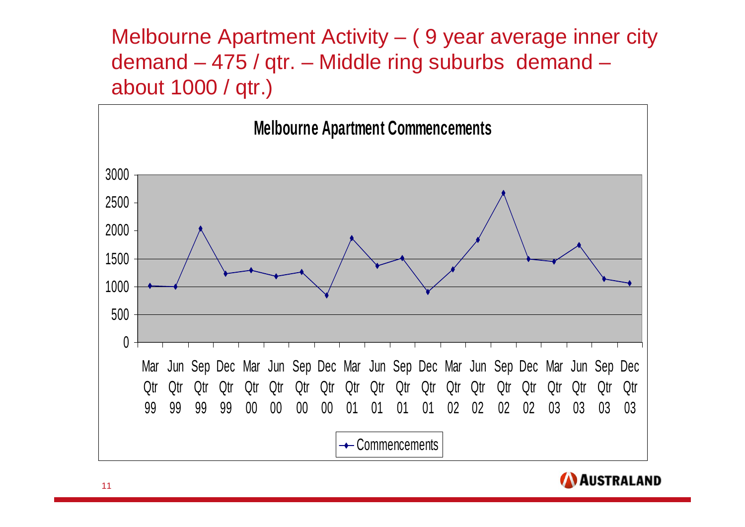# Melbourne Apartment Activity – ( 9 year average inner city demand – 475 / qtr. – Middle ring suburbs demand – about 1000 / qtr.)

**Melbourne Apartment Commencements**

| Quarter | Commencements |
| --- | --- |
| Mar Qtr 99 | ~1010 |
| Jun Qtr 99 | ~1000 |
| Sep Qtr 99 | ~2040 |
| Dec Qtr 99 | ~1230 |
| Mar Qtr 00 | ~1290 |
| Jun Qtr 00 | ~1180 |
| Sep Qtr 00 | ~1260 |
| Dec Qtr 00 | ~840 |
| Mar Qtr 01 | ~1870 |
| Jun Qtr 01 | ~1370 |
| Sep Qtr 01 | ~1510 |
| Dec Qtr 01 | ~900 |
| Mar Qtr 02 | ~1310 |
| Jun Qtr 02 | ~1840 |
| Sep Qtr 02 | ~2680 |
| Dec Qtr 02 | ~1490 |
| Mar Qtr 03 | ~1450 |
| Jun Qtr 03 | ~1740 |
| Sep Qtr 03 | ~1140 |
| Dec Qtr 03 | ~1060 |

AUSTRALAND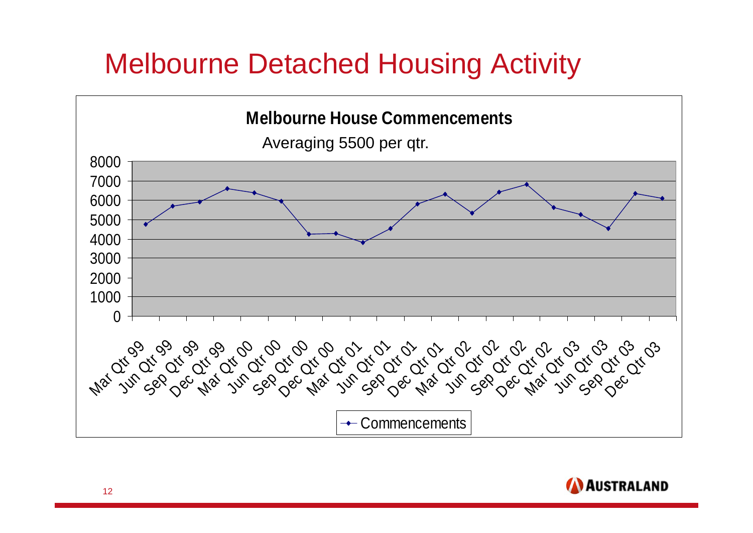# Melbourne Detached Housing Activity

**Melbourne House Commencements**

Averaging 5500 per qtr.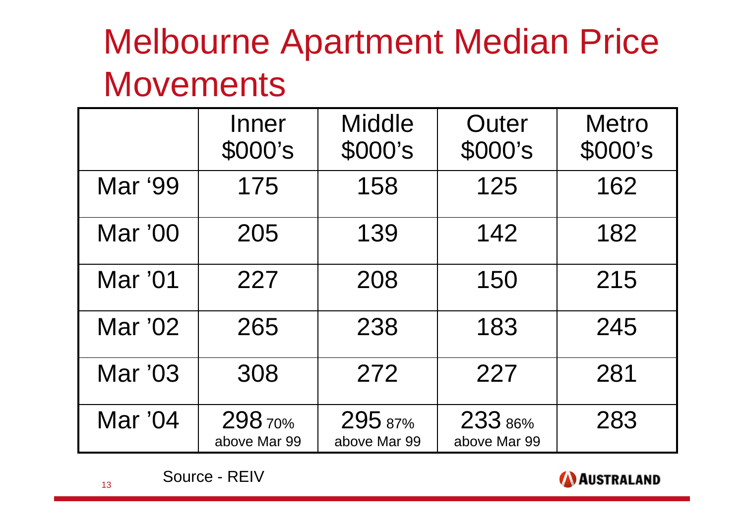# Melbourne Apartment Median Price Movements

| | Inner $000's | Middle $000's | Outer $000's | Metro $000's |
|---|---|---|---|---|
| Mar '99 | 175 | 158 | 125 | 162 |
| Mar '00 | 205 | 139 | 142 | 182 |
| Mar '01 | 227 | 208 | 150 | 215 |
| Mar '02 | 265 | 238 | 183 | 245 |
| Mar '03 | 308 | 272 | 227 | 281 |
| Mar '04 | 298 70% above Mar 99 | 295 87% above Mar 99 | 233 86% above Mar 99 | 283 |

Source - REIV

AUSTRALAND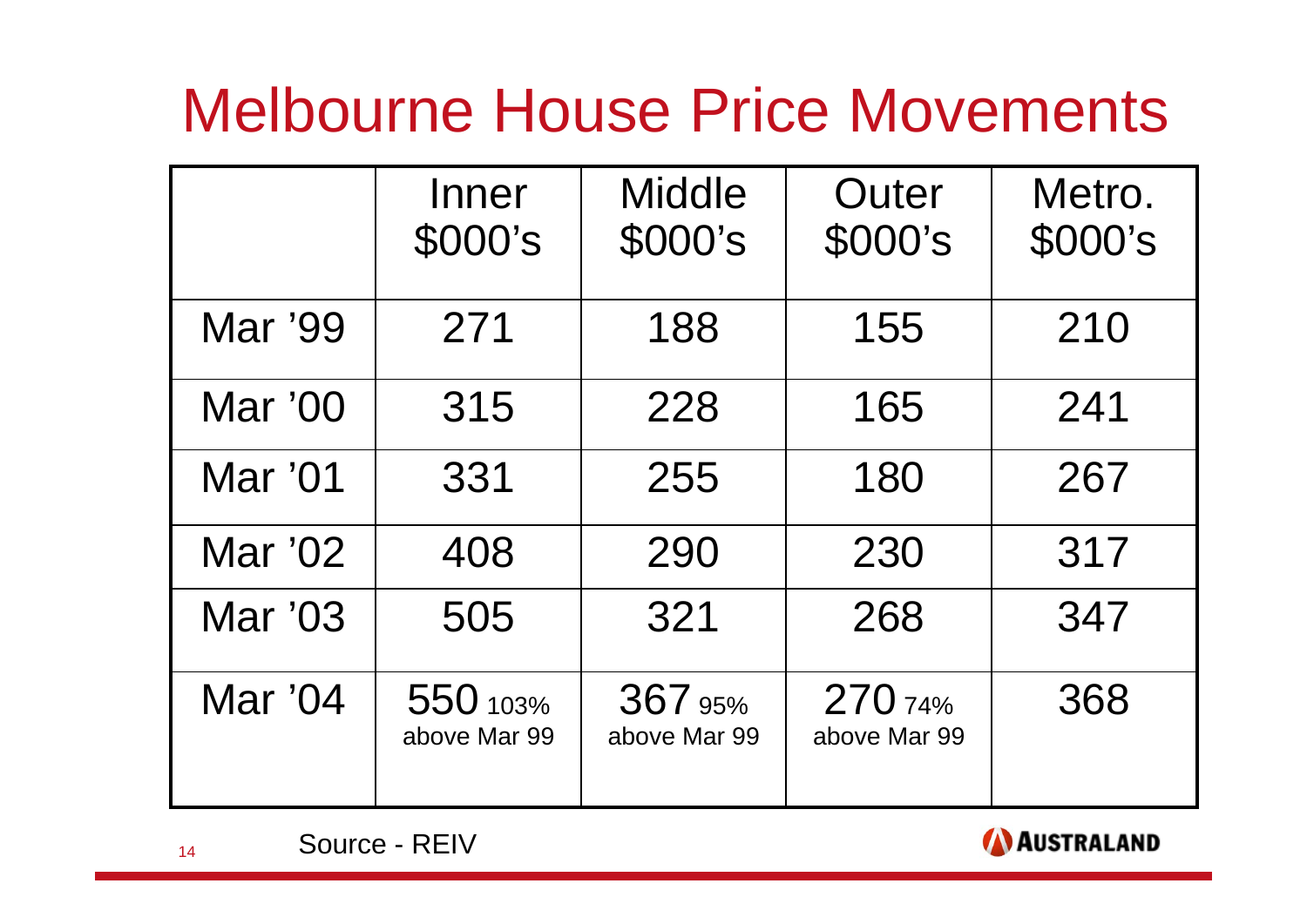# Melbourne House Price Movements

| | Inner $000's | Middle $000's | Outer $000's | Metro. $000's |
|---|---|---|---|---|
| Mar '99 | 271 | 188 | 155 | 210 |
| Mar '00 | 315 | 228 | 165 | 241 |
| Mar '01 | 331 | 255 | 180 | 267 |
| Mar '02 | 408 | 290 | 230 | 317 |
| Mar '03 | 505 | 321 | 268 | 347 |
| Mar '04 | 550 103% above Mar 99 | 367 95% above Mar 99 | 270 74% above Mar 99 | 368 |

Source - REIV

AUSTRALAND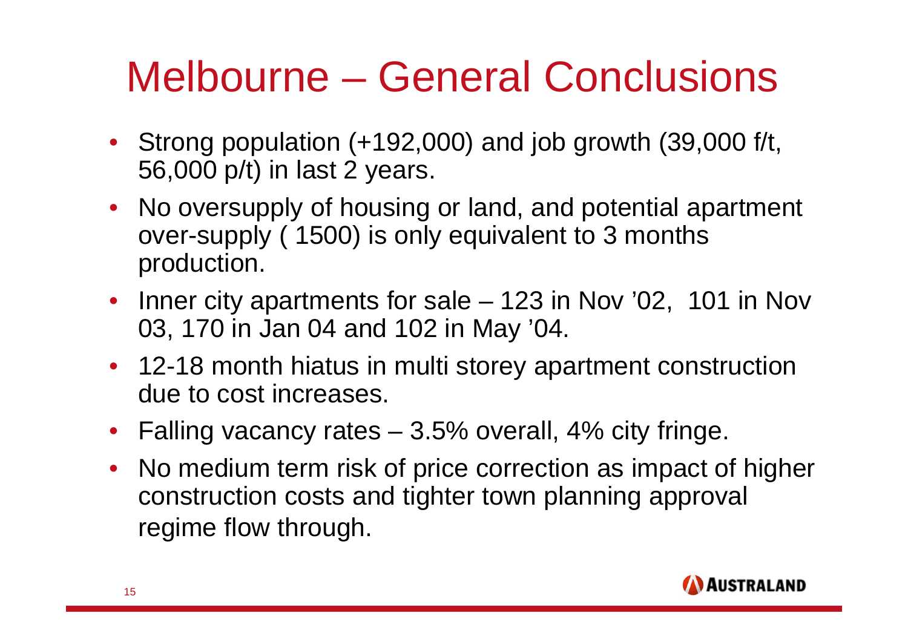# Melbourne – General Conclusions

- Strong population (+192,000) and job growth (39,000 f/t, 56,000 p/t) in last 2 years.
- No oversupply of housing or land, and potential apartment over-supply ( 1500) is only equivalent to 3 months production.
- Inner city apartments for sale – 123 in Nov '02, 101 in Nov 03, 170 in Jan 04 and 102 in May '04.
- 12-18 month hiatus in multi storey apartment construction due to cost increases.
- Falling vacancy rates – 3.5% overall, 4% city fringe.
- No medium term risk of price correction as impact of higher construction costs and tighter town planning approval regime flow through.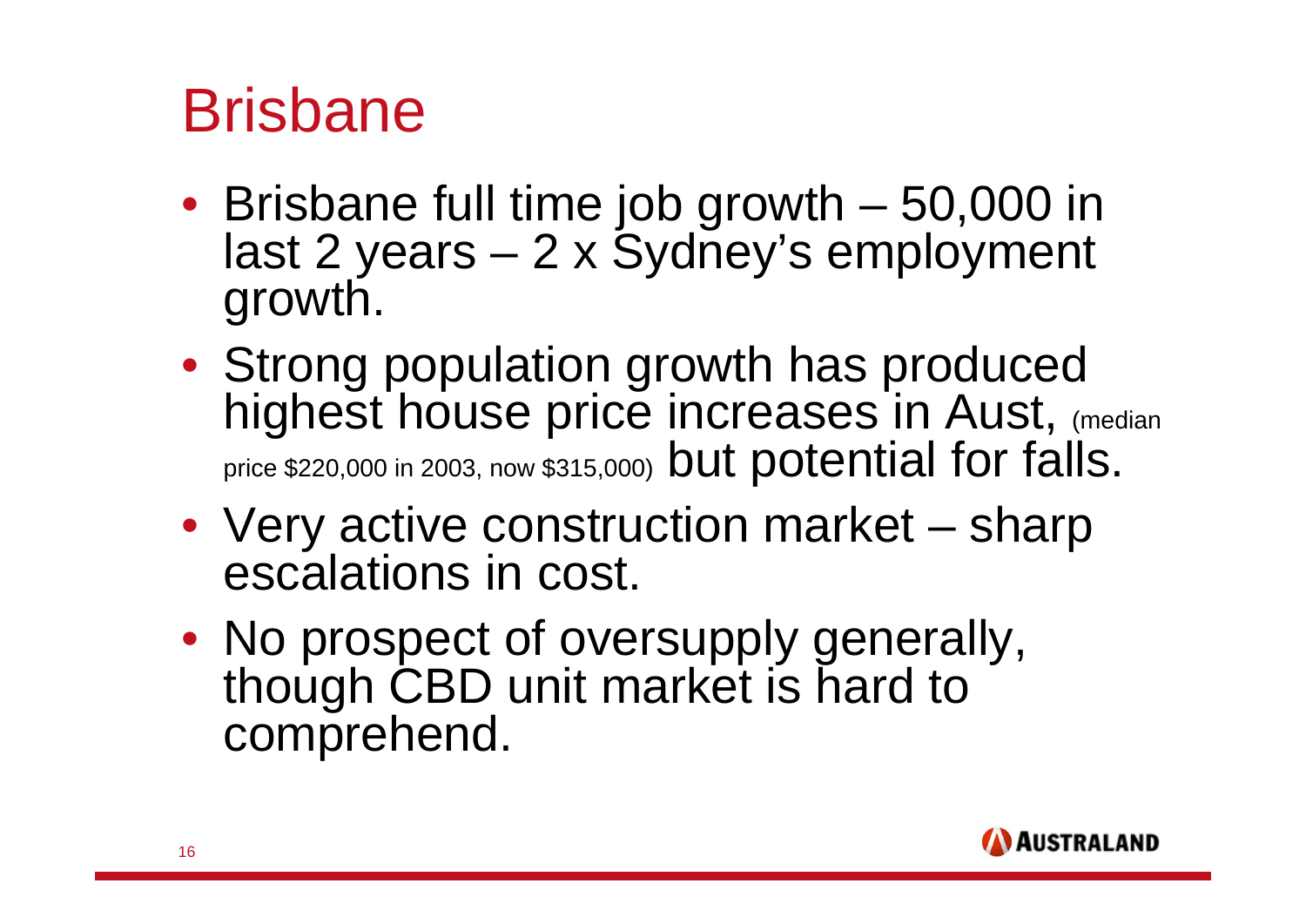# Brisbane

- Brisbane full time job growth – 50,000 in last 2 years – 2 x Sydney's employment growth.
- Strong population growth has produced highest house price increases in Aust, (median price $220,000 in 2003, now $315,000) but potential for falls.
- Very active construction market – sharp escalations in cost.
- No prospect of oversupply generally, though CBD unit market is hard to comprehend.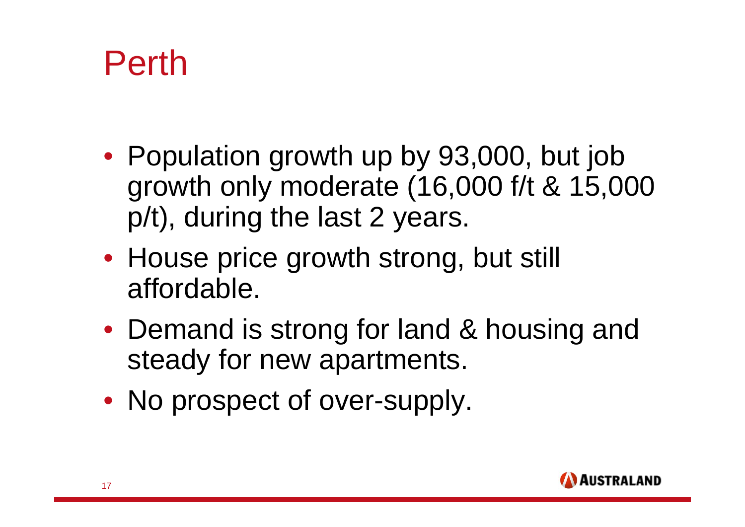# Perth

- Population growth up by 93,000, but job growth only moderate (16,000 f/t & 15,000 p/t), during the last 2 years.
- House price growth strong, but still affordable.
- Demand is strong for land & housing and steady for new apartments.
- No prospect of over-supply.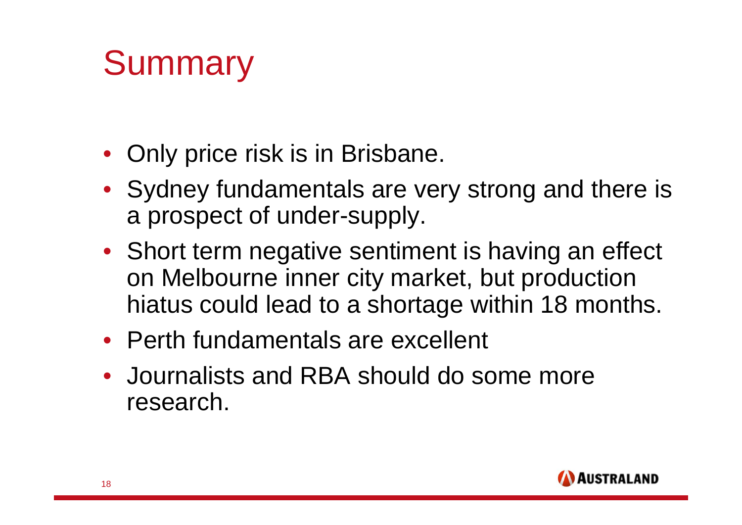# Summary

- Only price risk is in Brisbane.
- Sydney fundamentals are very strong and there is a prospect of under-supply.
- Short term negative sentiment is having an effect on Melbourne inner city market, but production hiatus could lead to a shortage within 18 months.
- Perth fundamentals are excellent
- Journalists and RBA should do some more research.